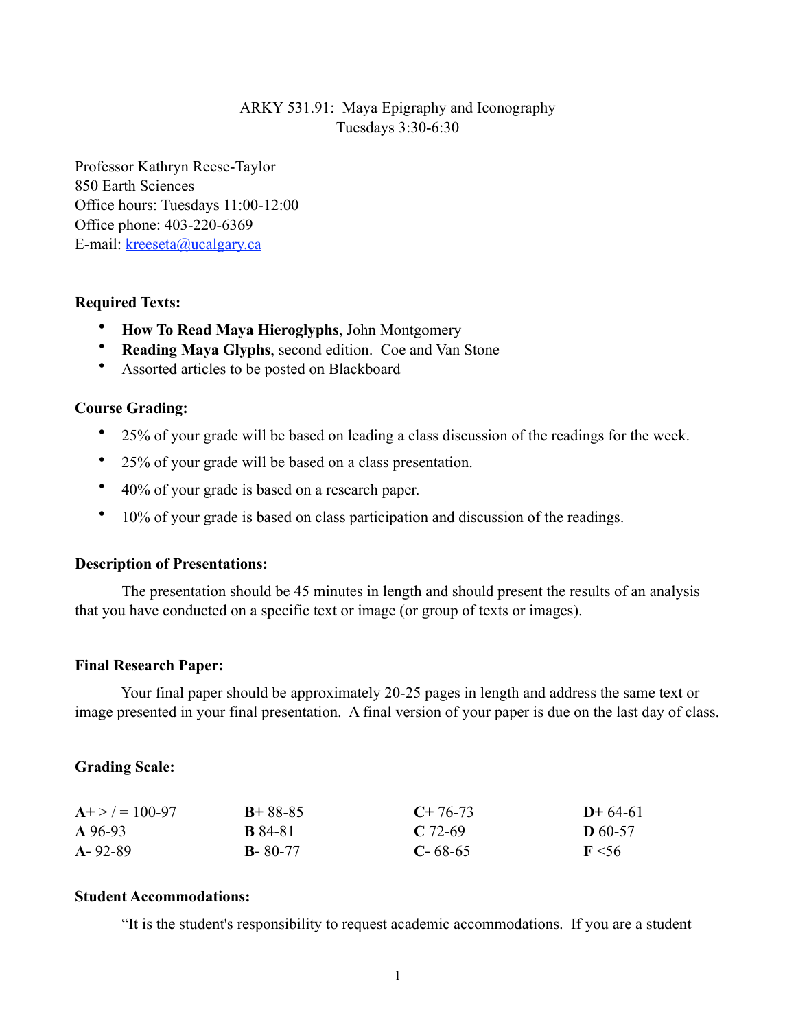ARKY 531.91: Maya Epigraphy and Iconography
Tuesdays 3:30-6:30

Professor Kathryn Reese-Taylor
850 Earth Sciences
Office hours: Tuesdays 11:00-12:00
Office phone: 403-220-6369
E-mail: kreeseta@ucalgary.ca

**Required Texts:**

- **How To Read Maya Hieroglyphs**, John Montgomery
- **Reading Maya Glyphs**, second edition. Coe and Van Stone
- Assorted articles to be posted on Blackboard

**Course Grading:**

- 25% of your grade will be based on leading a class discussion of the readings for the week.
- 25% of your grade will be based on a class presentation.
- 40% of your grade is based on a research paper.
- 10% of your grade is based on class participation and discussion of the readings.

**Description of Presentations:**

The presentation should be 45 minutes in length and should present the results of an analysis that you have conducted on a specific text or image (or group of texts or images).

**Final Research Paper:**

Your final paper should be approximately 20-25 pages in length and address the same text or image presented in your final presentation. A final version of your paper is due on the last day of class.

**Grading Scale:**

| | | | |
|---|---|---|---|
| **A+** > / = 100-97 | **B+** 88-85 | **C+** 76-73 | **D+** 64-61 |
| **A** 96-93 | **B** 84-81 | **C** 72-69 | **D** 60-57 |
| **A-** 92-89 | **B-** 80-77 | **C-** 68-65 | **F** <56 |

**Student Accommodations:**

"It is the student's responsibility to request academic accommodations. If you are a student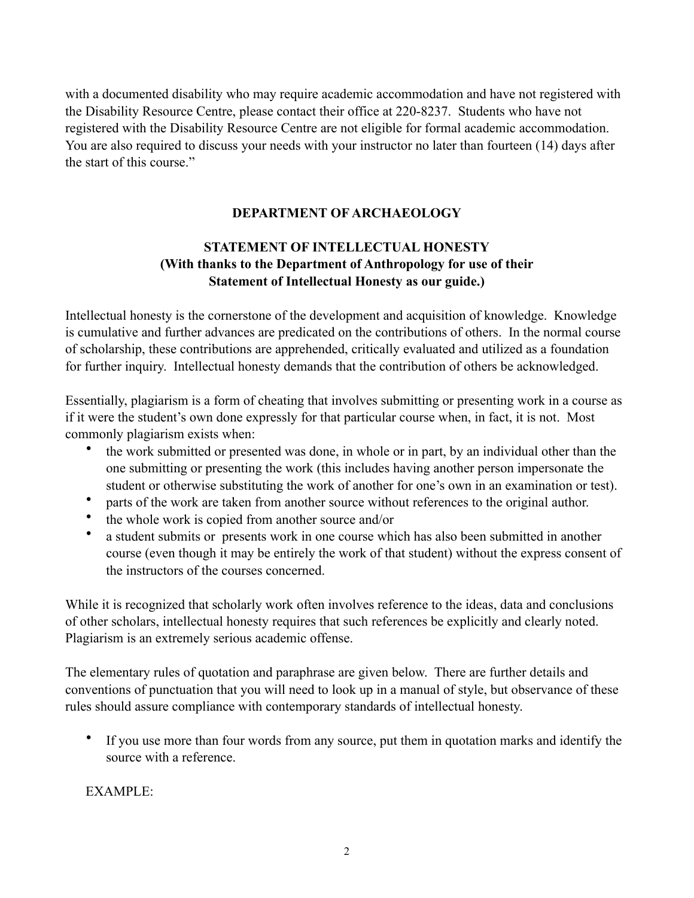with a documented disability who may require academic accommodation and have not registered with the Disability Resource Centre, please contact their office at 220-8237. Students who have not registered with the Disability Resource Centre are not eligible for formal academic accommodation. You are also required to discuss your needs with your instructor no later than fourteen (14) days after the start of this course."

## DEPARTMENT OF ARCHAEOLOGY

### STATEMENT OF INTELLECTUAL HONESTY
**(With thanks to the Department of Anthropology for use of their Statement of Intellectual Honesty as our guide.)**

Intellectual honesty is the cornerstone of the development and acquisition of knowledge. Knowledge is cumulative and further advances are predicated on the contributions of others. In the normal course of scholarship, these contributions are apprehended, critically evaluated and utilized as a foundation for further inquiry. Intellectual honesty demands that the contribution of others be acknowledged.

Essentially, plagiarism is a form of cheating that involves submitting or presenting work in a course as if it were the student's own done expressly for that particular course when, in fact, it is not. Most commonly plagiarism exists when:

- the work submitted or presented was done, in whole or in part, by an individual other than the one submitting or presenting the work (this includes having another person impersonate the student or otherwise substituting the work of another for one's own in an examination or test).
- parts of the work are taken from another source without references to the original author.
- the whole work is copied from another source and/or
- a student submits or presents work in one course which has also been submitted in another course (even though it may be entirely the work of that student) without the express consent of the instructors of the courses concerned.

While it is recognized that scholarly work often involves reference to the ideas, data and conclusions of other scholars, intellectual honesty requires that such references be explicitly and clearly noted. Plagiarism is an extremely serious academic offense.

The elementary rules of quotation and paraphrase are given below. There are further details and conventions of punctuation that you will need to look up in a manual of style, but observance of these rules should assure compliance with contemporary standards of intellectual honesty.

- If you use more than four words from any source, put them in quotation marks and identify the source with a reference.

EXAMPLE: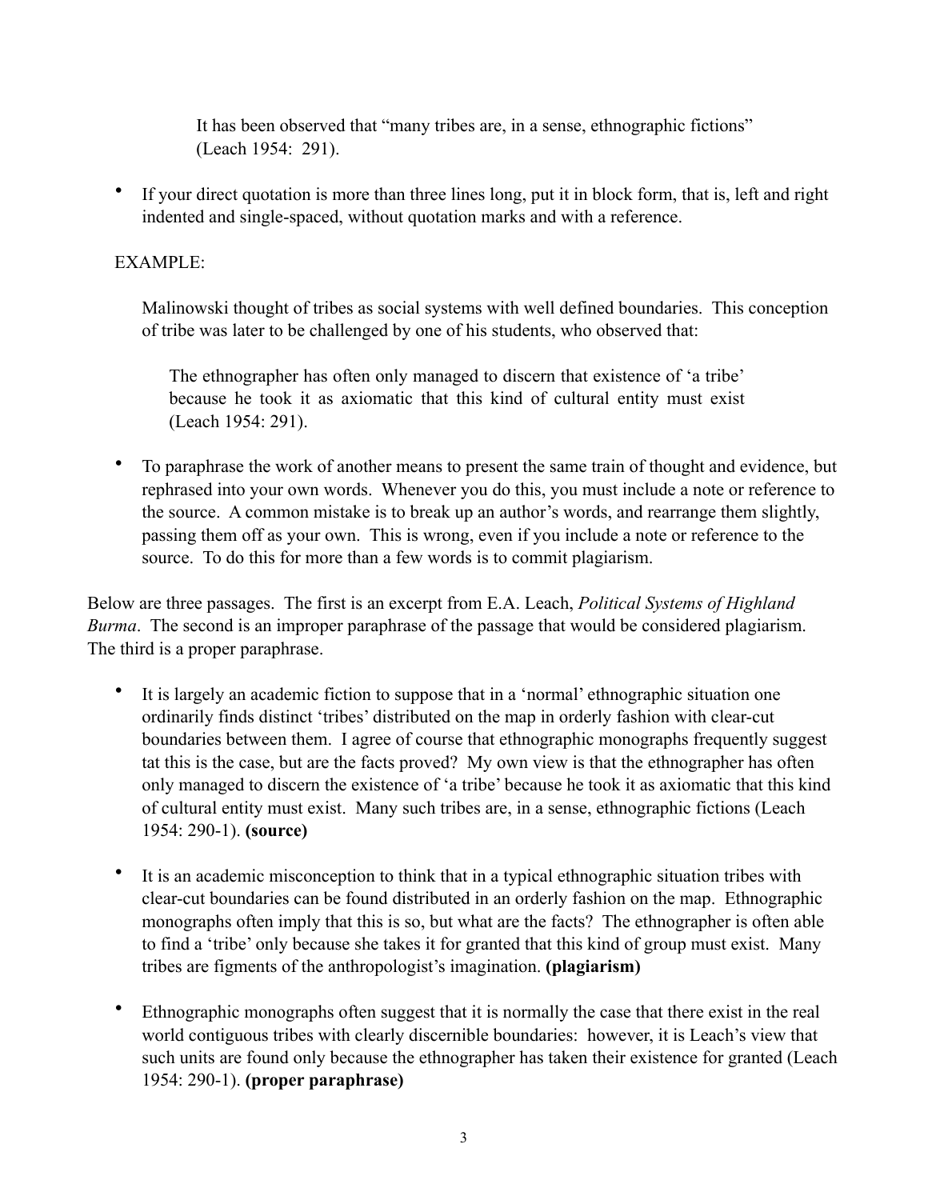> It has been observed that "many tribes are, in a sense, ethnographic fictions" (Leach 1954: 291).

- If your direct quotation is more than three lines long, put it in block form, that is, left and right indented and single-spaced, without quotation marks and with a reference.

EXAMPLE:

Malinowski thought of tribes as social systems with well defined boundaries. This conception of tribe was later to be challenged by one of his students, who observed that:

> The ethnographer has often only managed to discern that existence of 'a tribe' because he took it as axiomatic that this kind of cultural entity must exist (Leach 1954: 291).

- To paraphrase the work of another means to present the same train of thought and evidence, but rephrased into your own words. Whenever you do this, you must include a note or reference to the source. A common mistake is to break up an author's words, and rearrange them slightly, passing them off as your own. This is wrong, even if you include a note or reference to the source. To do this for more than a few words is to commit plagiarism.

Below are three passages. The first is an excerpt from E.A. Leach, *Political Systems of Highland Burma*. The second is an improper paraphrase of the passage that would be considered plagiarism. The third is a proper paraphrase.

- It is largely an academic fiction to suppose that in a 'normal' ethnographic situation one ordinarily finds distinct 'tribes' distributed on the map in orderly fashion with clear-cut boundaries between them. I agree of course that ethnographic monographs frequently suggest tat this is the case, but are the facts proved? My own view is that the ethnographer has often only managed to discern the existence of 'a tribe' because he took it as axiomatic that this kind of cultural entity must exist. Many such tribes are, in a sense, ethnographic fictions (Leach 1954: 290-1). **(source)**

- It is an academic misconception to think that in a typical ethnographic situation tribes with clear-cut boundaries can be found distributed in an orderly fashion on the map. Ethnographic monographs often imply that this is so, but what are the facts? The ethnographer is often able to find a 'tribe' only because she takes it for granted that this kind of group must exist. Many tribes are figments of the anthropologist's imagination. **(plagiarism)**

- Ethnographic monographs often suggest that it is normally the case that there exist in the real world contiguous tribes with clearly discernible boundaries: however, it is Leach's view that such units are found only because the ethnographer has taken their existence for granted (Leach 1954: 290-1). **(proper paraphrase)**